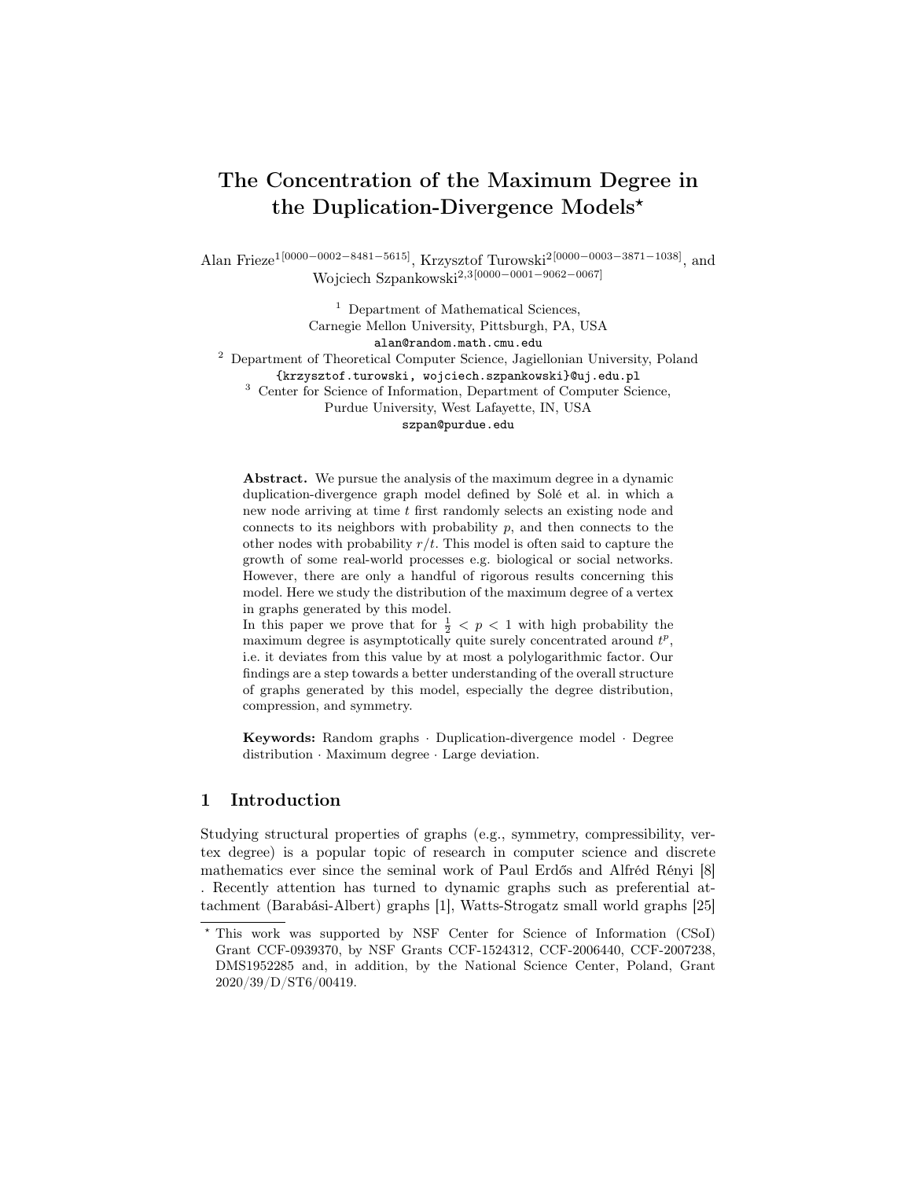# The Concentration of the Maximum Degree in the Duplication-Divergence Models*

Alan Frieze[1] [0000−0002−8481−5615], Krzysztof Turowski[2] [0000−0003−3871−1038], and Wojciech Szpankowski[2,3] [0000−0001−9062−0067]

[1] Department of Mathematical Sciences, Carnegie Mellon University, Pittsburgh, PA, USA
alan@random.math.cmu.edu

[2] Department of Theoretical Computer Science, Jagiellonian University, Poland
{krzysztof.turowski, wojciech.szpankowski}@uj.edu.pl

[3] Center for Science of Information, Department of Computer Science, Purdue University, West Lafayette, IN, USA
szpan@purdue.edu

**Abstract.** We pursue the analysis of the maximum degree in a dynamic duplication-divergence graph model defined by Solé et al. in which a new node arriving at time $t$ first randomly selects an existing node and connects to its neighbors with probability $p$, and then connects to the other nodes with probability $r/t$. This model is often said to capture the growth of some real-world processes e.g. biological or social networks. However, there are only a handful of rigorous results concerning this model. Here we study the distribution of the maximum degree of a vertex in graphs generated by this model.
In this paper we prove that for $\frac{1}{2} < p < 1$ with high probability the maximum degree is asymptotically quite surely concentrated around $t^p$, i.e. it deviates from this value by at most a polylogarithmic factor. Our findings are a step towards a better understanding of the overall structure of graphs generated by this model, especially the degree distribution, compression, and symmetry.

**Keywords:** Random graphs · Duplication-divergence model · Degree distribution · Maximum degree · Large deviation.

## 1 Introduction

Studying structural properties of graphs (e.g., symmetry, compressibility, vertex degree) is a popular topic of research in computer science and discrete mathematics ever since the seminal work of Paul Erdős and Alfréd Rényi [8] . Recently attention has turned to dynamic graphs such as preferential attachment (Barabási-Albert) graphs [1], Watts-Strogatz small world graphs [25]

* This work was supported by NSF Center for Science of Information (CSoI) Grant CCF-0939370, by NSF Grants CCF-1524312, CCF-2006440, CCF-2007238, DMS1952285 and, in addition, by the National Science Center, Poland, Grant 2020/39/D/ST6/00419.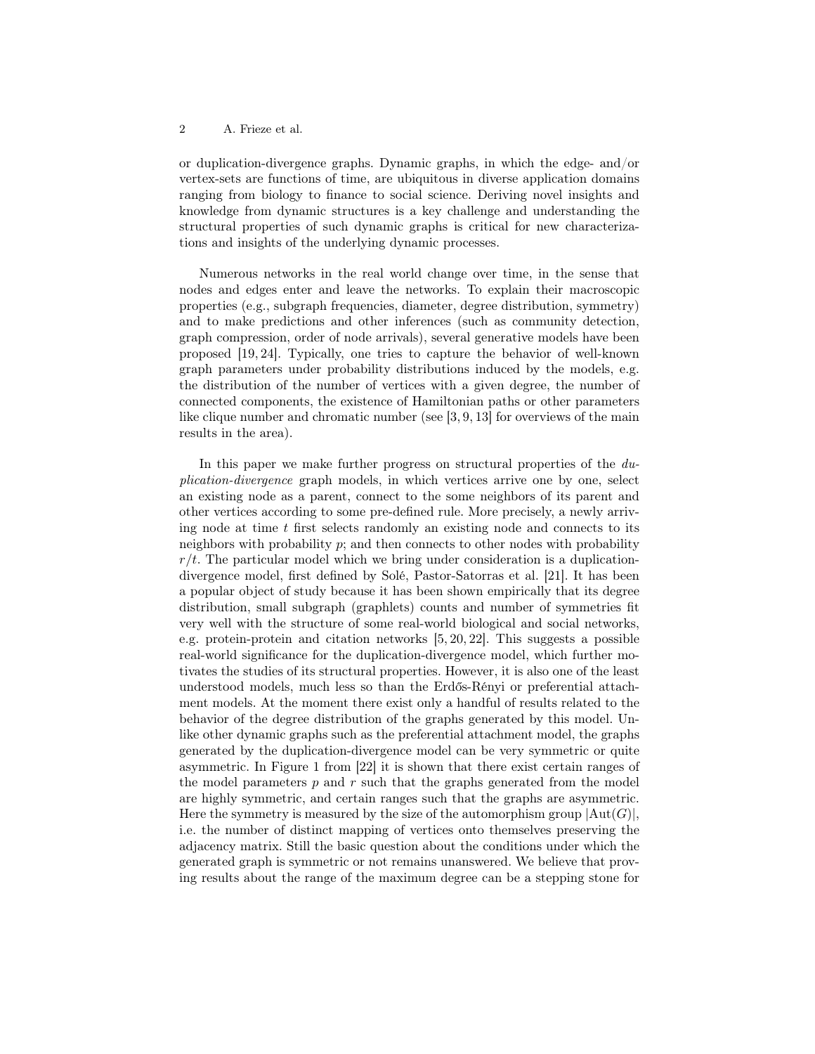or duplication-divergence graphs. Dynamic graphs, in which the edge- and/or vertex-sets are functions of time, are ubiquitous in diverse application domains ranging from biology to finance to social science. Deriving novel insights and knowledge from dynamic structures is a key challenge and understanding the structural properties of such dynamic graphs is critical for new characterizations and insights of the underlying dynamic processes.

Numerous networks in the real world change over time, in the sense that nodes and edges enter and leave the networks. To explain their macroscopic properties (e.g., subgraph frequencies, diameter, degree distribution, symmetry) and to make predictions and other inferences (such as community detection, graph compression, order of node arrivals), several generative models have been proposed [19, 24]. Typically, one tries to capture the behavior of well-known graph parameters under probability distributions induced by the models, e.g. the distribution of the number of vertices with a given degree, the number of connected components, the existence of Hamiltonian paths or other parameters like clique number and chromatic number (see [3, 9, 13] for overviews of the main results in the area).

In this paper we make further progress on structural properties of the *duplication-divergence* graph models, in which vertices arrive one by one, select an existing node as a parent, connect to the some neighbors of its parent and other vertices according to some pre-defined rule. More precisely, a newly arriving node at time $t$ first selects randomly an existing node and connects to its neighbors with probability $p$; and then connects to other nodes with probability $r/t$. The particular model which we bring under consideration is a duplication-divergence model, first defined by Solé, Pastor-Satorras et al. [21]. It has been a popular object of study because it has been shown empirically that its degree distribution, small subgraph (graphlets) counts and number of symmetries fit very well with the structure of some real-world biological and social networks, e.g. protein-protein and citation networks [5, 20, 22]. This suggests a possible real-world significance for the duplication-divergence model, which further motivates the studies of its structural properties. However, it is also one of the least understood models, much less so than the Erdős-Rényi or preferential attachment models. At the moment there exist only a handful of results related to the behavior of the degree distribution of the graphs generated by this model. Unlike other dynamic graphs such as the preferential attachment model, the graphs generated by the duplication-divergence model can be very symmetric or quite asymmetric. In Figure 1 from [22] it is shown that there exist certain ranges of the model parameters $p$ and $r$ such that the graphs generated from the model are highly symmetric, and certain ranges such that the graphs are asymmetric. Here the symmetry is measured by the size of the automorphism group $|\mathrm{Aut}(G)|$, i.e. the number of distinct mapping of vertices onto themselves preserving the adjacency matrix. Still the basic question about the conditions under which the generated graph is symmetric or not remains unanswered. We believe that proving results about the range of the maximum degree can be a stepping stone for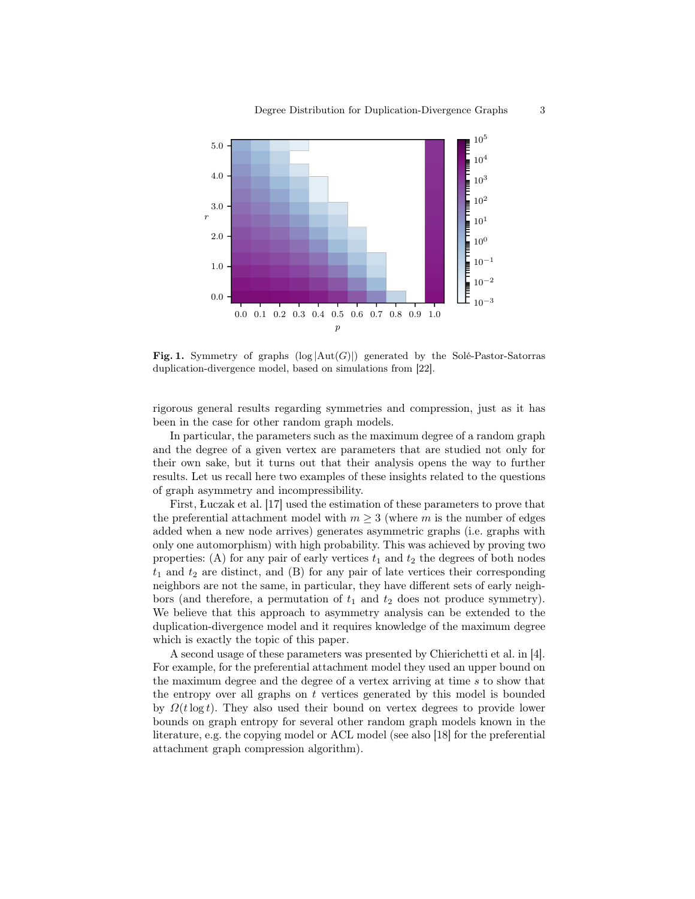**Fig. 1.** Symmetry of graphs ($\log |\mathrm{Aut}(G)|$) generated by the Solé-Pastor-Satorras duplication-divergence model, based on simulations from [22].

rigorous general results regarding symmetries and compression, just as it has been in the case for other random graph models.

In particular, the parameters such as the maximum degree of a random graph and the degree of a given vertex are parameters that are studied not only for their own sake, but it turns out that their analysis opens the way to further results. Let us recall here two examples of these insights related to the questions of graph asymmetry and incompressibility.

First, Łuczak et al. [17] used the estimation of these parameters to prove that the preferential attachment model with $m \geq 3$ (where $m$ is the number of edges added when a new node arrives) generates asymmetric graphs (i.e. graphs with only one automorphism) with high probability. This was achieved by proving two properties: (A) for any pair of early vertices $t_1$ and $t_2$ the degrees of both nodes $t_1$ and $t_2$ are distinct, and (B) for any pair of late vertices their corresponding neighbors are not the same, in particular, they have different sets of early neighbors (and therefore, a permutation of $t_1$ and $t_2$ does not produce symmetry). We believe that this approach to asymmetry analysis can be extended to the duplication-divergence model and it requires knowledge of the maximum degree which is exactly the topic of this paper.

A second usage of these parameters was presented by Chierichetti et al. in [4]. For example, for the preferential attachment model they used an upper bound on the maximum degree and the degree of a vertex arriving at time $s$ to show that the entropy over all graphs on $t$ vertices generated by this model is bounded by $\Omega(t \log t)$. They also used their bound on vertex degrees to provide lower bounds on graph entropy for several other random graph models known in the literature, e.g. the copying model or ACL model (see also [18] for the preferential attachment graph compression algorithm).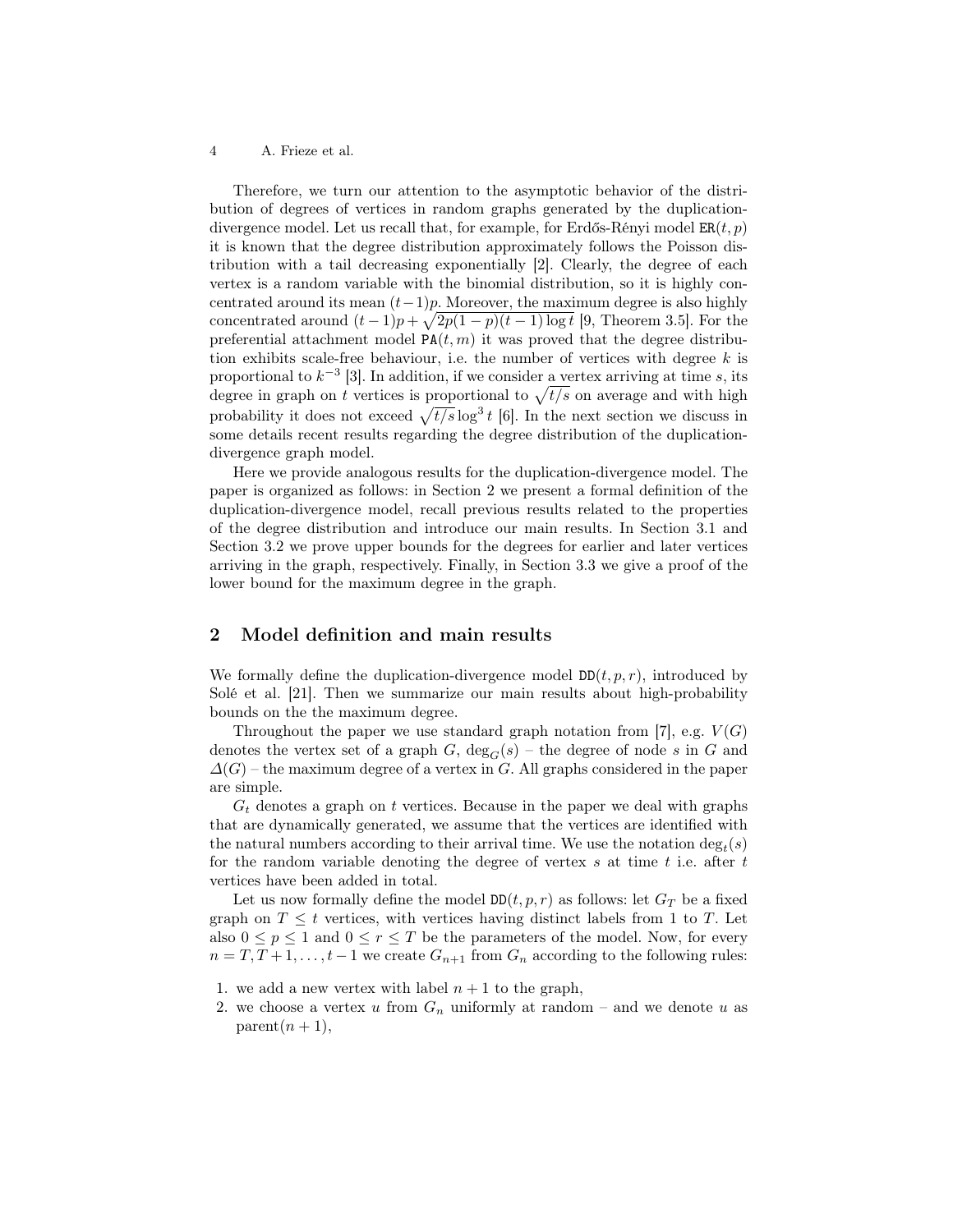Therefore, we turn our attention to the asymptotic behavior of the distribution of degrees of vertices in random graphs generated by the duplication-divergence model. Let us recall that, for example, for Erdős-Rényi model $\mathtt{ER}(t, p)$ it is known that the degree distribution approximately follows the Poisson distribution with a tail decreasing exponentially [2]. Clearly, the degree of each vertex is a random variable with the binomial distribution, so it is highly concentrated around its mean $(t-1)p$. Moreover, the maximum degree is also highly concentrated around $(t-1)p + \sqrt{2p(1-p)(t-1)\log t}$ [9, Theorem 3.5]. For the preferential attachment model $\mathtt{PA}(t, m)$ it was proved that the degree distribution exhibits scale-free behaviour, i.e. the number of vertices with degree $k$ is proportional to $k^{-3}$ [3]. In addition, if we consider a vertex arriving at time $s$, its degree in graph on $t$ vertices is proportional to $\sqrt{t/s}$ on average and with high probability it does not exceed $\sqrt{t/s}\log^3 t$ [6]. In the next section we discuss in some details recent results regarding the degree distribution of the duplication-divergence graph model.

Here we provide analogous results for the duplication-divergence model. The paper is organized as follows: in Section 2 we present a formal definition of the duplication-divergence model, recall previous results related to the properties of the degree distribution and introduce our main results. In Section 3.1 and Section 3.2 we prove upper bounds for the degrees for earlier and later vertices arriving in the graph, respectively. Finally, in Section 3.3 we give a proof of the lower bound for the maximum degree in the graph.

## 2 Model definition and main results

We formally define the duplication-divergence model $\mathtt{DD}(t, p, r)$, introduced by Solé et al. [21]. Then we summarize our main results about high-probability bounds on the the maximum degree.

Throughout the paper we use standard graph notation from [7], e.g. $V(G)$ denotes the vertex set of a graph $G$, $\deg_G(s)$ – the degree of node $s$ in $G$ and $\Delta(G)$ – the maximum degree of a vertex in $G$. All graphs considered in the paper are simple.

$G_t$ denotes a graph on $t$ vertices. Because in the paper we deal with graphs that are dynamically generated, we assume that the vertices are identified with the natural numbers according to their arrival time. We use the notation $\deg_t(s)$ for the random variable denoting the degree of vertex $s$ at time $t$ i.e. after $t$ vertices have been added in total.

Let us now formally define the model $\mathtt{DD}(t, p, r)$ as follows: let $G_T$ be a fixed graph on $T \leq t$ vertices, with vertices having distinct labels from 1 to $T$. Let also $0 \leq p \leq 1$ and $0 \leq r \leq T$ be the parameters of the model. Now, for every $n = T, T+1, \ldots, t-1$ we create $G_{n+1}$ from $G_n$ according to the following rules:

1. we add a new vertex with label $n + 1$ to the graph,
2. we choose a vertex $u$ from $G_n$ uniformly at random – and we denote $u$ as $\text{parent}(n + 1)$,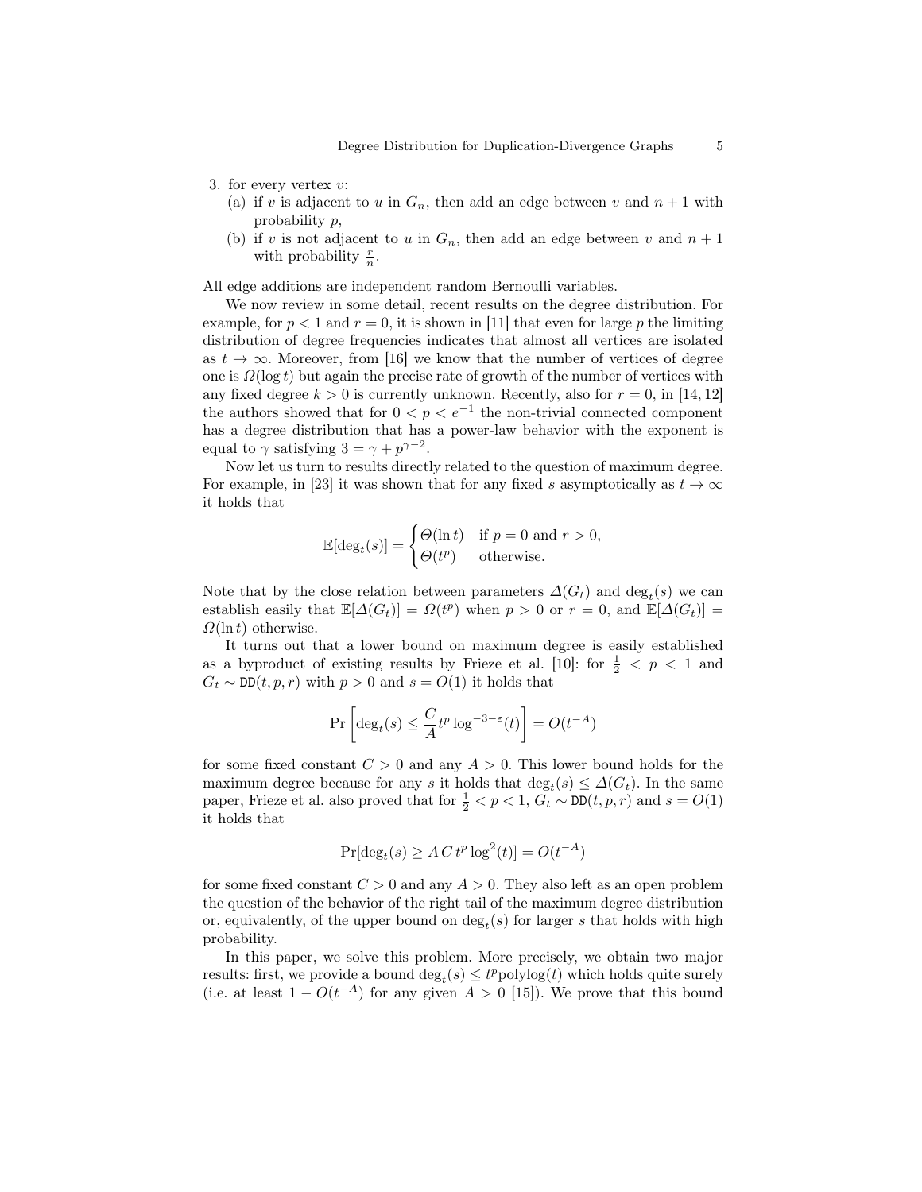3. for every vertex $v$:
   (a) if $v$ is adjacent to $u$ in $G_n$, then add an edge between $v$ and $n+1$ with probability $p$,
   (b) if $v$ is not adjacent to $u$ in $G_n$, then add an edge between $v$ and $n+1$ with probability $\frac{r}{n}$.

All edge additions are independent random Bernoulli variables.

We now review in some detail, recent results on the degree distribution. For example, for $p < 1$ and $r = 0$, it is shown in [11] that even for large $p$ the limiting distribution of degree frequencies indicates that almost all vertices are isolated as $t \to \infty$. Moreover, from [16] we know that the number of vertices of degree one is $\Omega(\log t)$ but again the precise rate of growth of the number of vertices with any fixed degree $k > 0$ is currently unknown. Recently, also for $r = 0$, in [14, 12] the authors showed that for $0 < p < e^{-1}$ the non-trivial connected component has a degree distribution that has a power-law behavior with the exponent is equal to $\gamma$ satisfying $3 = \gamma + p^{\gamma-2}$.

Now let us turn to results directly related to the question of maximum degree. For example, in [23] it was shown that for any fixed $s$ asymptotically as $t \to \infty$ it holds that

$$\mathbb{E}[\deg_t(s)] = \begin{cases} \Theta(\ln t) & \text{if } p = 0 \text{ and } r > 0, \\ \Theta(t^p) & \text{otherwise.} \end{cases}$$

Note that by the close relation between parameters $\Delta(G_t)$ and $\deg_t(s)$ we can establish easily that $\mathbb{E}[\Delta(G_t)] = \Omega(t^p)$ when $p > 0$ or $r = 0$, and $\mathbb{E}[\Delta(G_t)] = \Omega(\ln t)$ otherwise.

It turns out that a lower bound on maximum degree is easily established as a byproduct of existing results by Frieze et al. [10]: for $\frac{1}{2} < p < 1$ and $G_t \sim \mathtt{DD}(t, p, r)$ with $p > 0$ and $s = O(1)$ it holds that

$$\Pr\left[\deg_t(s) \leq \frac{C}{A} t^p \log^{-3-\varepsilon}(t)\right] = O(t^{-A})$$

for some fixed constant $C > 0$ and any $A > 0$. This lower bound holds for the maximum degree because for any $s$ it holds that $\deg_t(s) \leq \Delta(G_t)$. In the same paper, Frieze et al. also proved that for $\frac{1}{2} < p < 1$, $G_t \sim \mathtt{DD}(t, p, r)$ and $s = O(1)$ it holds that

$$\Pr[\deg_t(s) \geq A\, C\, t^p \log^2(t)] = O(t^{-A})$$

for some fixed constant $C > 0$ and any $A > 0$. They also left as an open problem the question of the behavior of the right tail of the maximum degree distribution or, equivalently, of the upper bound on $\deg_t(s)$ for larger $s$ that holds with high probability.

In this paper, we solve this problem. More precisely, we obtain two major results: first, we provide a bound $\deg_t(s) \leq t^p \mathrm{polylog}(t)$ which holds quite surely (i.e. at least $1 - O(t^{-A})$ for any given $A > 0$ [15]). We prove that this bound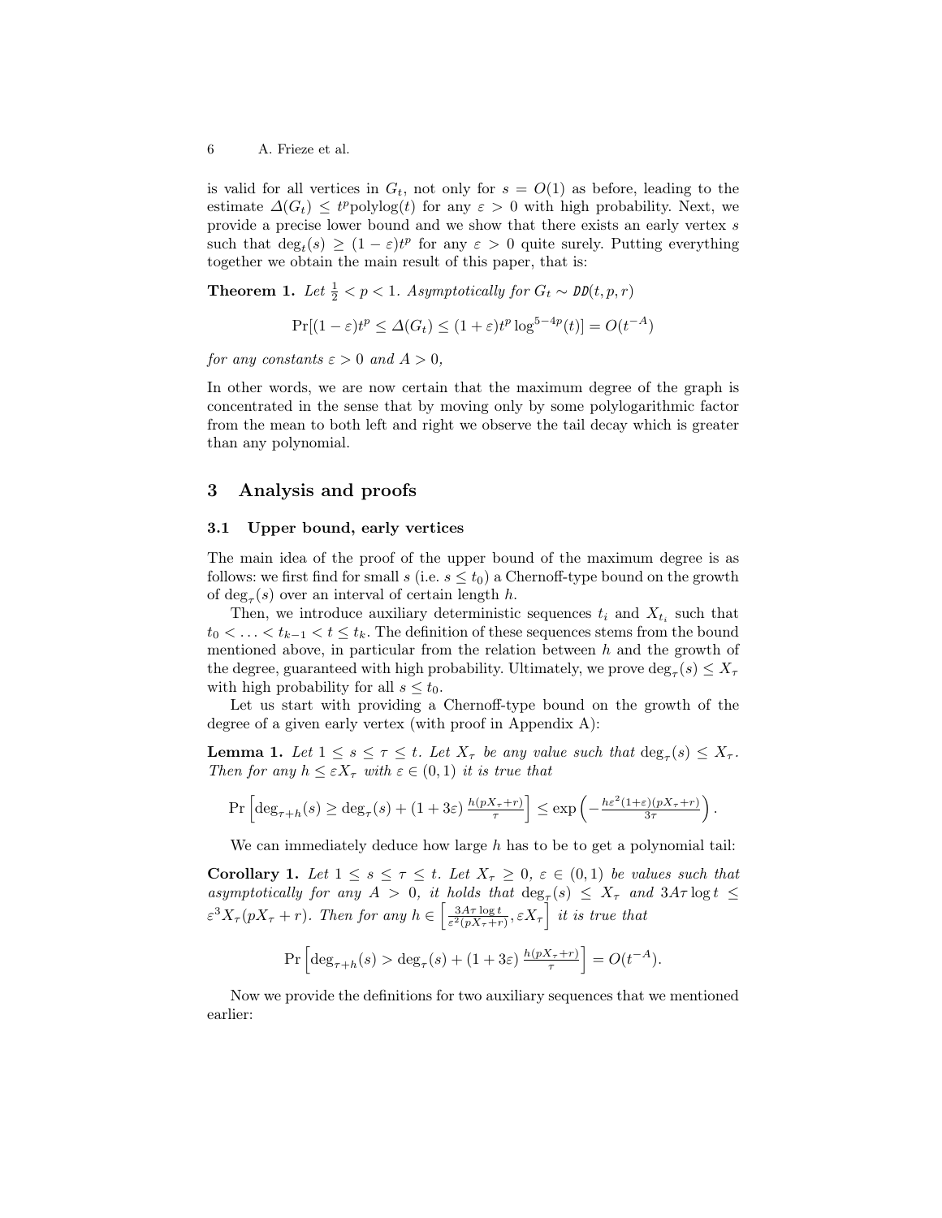is valid for all vertices in $G_t$, not only for $s = O(1)$ as before, leading to the estimate $\Delta(G_t) \le t^p \text{polylog}(t)$ for any $\varepsilon > 0$ with high probability. Next, we provide a precise lower bound and we show that there exists an early vertex $s$ such that $\deg_t(s) \ge (1-\varepsilon)t^p$ for any $\varepsilon > 0$ quite surely. Putting everything together we obtain the main result of this paper, that is:

**Theorem 1.** *Let $\frac{1}{2} < p < 1$. Asymptotically for $G_t \sim \mathcal{DD}(t,p,r)$*

$$\Pr[(1-\varepsilon)t^p \le \Delta(G_t) \le (1+\varepsilon)t^p \log^{5-4p}(t)] = O(t^{-A})$$

*for any constants $\varepsilon > 0$ and $A > 0$,*

In other words, we are now certain that the maximum degree of the graph is concentrated in the sense that by moving only by some polylogarithmic factor from the mean to both left and right we observe the tail decay which is greater than any polynomial.

## 3 Analysis and proofs

### 3.1 Upper bound, early vertices

The main idea of the proof of the upper bound of the maximum degree is as follows: we first find for small $s$ (i.e. $s \le t_0$) a Chernoff-type bound on the growth of $\deg_\tau(s)$ over an interval of certain length $h$.

Then, we introduce auxiliary deterministic sequences $t_i$ and $X_{t_i}$ such that $t_0 < \ldots < t_{k-1} < t \le t_k$. The definition of these sequences stems from the bound mentioned above, in particular from the relation between $h$ and the growth of the degree, guaranteed with high probability. Ultimately, we prove $\deg_\tau(s) \le X_\tau$ with high probability for all $s \le t_0$.

Let us start with providing a Chernoff-type bound on the growth of the degree of a given early vertex (with proof in Appendix A):

**Lemma 1.** *Let $1 \le s \le \tau \le t$. Let $X_\tau$ be any value such that $\deg_\tau(s) \le X_\tau$. Then for any $h \le \varepsilon X_\tau$ with $\varepsilon \in (0,1)$ it is true that*

$$\Pr\left[\deg_{\tau+h}(s) \ge \deg_\tau(s) + (1+3\varepsilon)\,\tfrac{h(pX_\tau+r)}{\tau}\right] \le \exp\left(-\tfrac{h\varepsilon^2(1+\varepsilon)(pX_\tau+r)}{3\tau}\right).$$

We can immediately deduce how large $h$ has to be to get a polynomial tail:

**Corollary 1.** *Let $1 \le s \le \tau \le t$. Let $X_\tau \ge 0$, $\varepsilon \in (0,1)$ be values such that asymptotically for any $A > 0$, it holds that $\deg_\tau(s) \le X_\tau$ and $3A\tau \log t \le \varepsilon^3 X_\tau(pX_\tau + r)$. Then for any $h \in \left[\frac{3A\tau\log t}{\varepsilon^2(pX_\tau+r)}, \varepsilon X_\tau\right]$ it is true that*

$$\Pr\left[\deg_{\tau+h}(s) > \deg_\tau(s) + (1+3\varepsilon)\,\tfrac{h(pX_\tau+r)}{\tau}\right] = O(t^{-A}).$$

Now we provide the definitions for two auxiliary sequences that we mentioned earlier: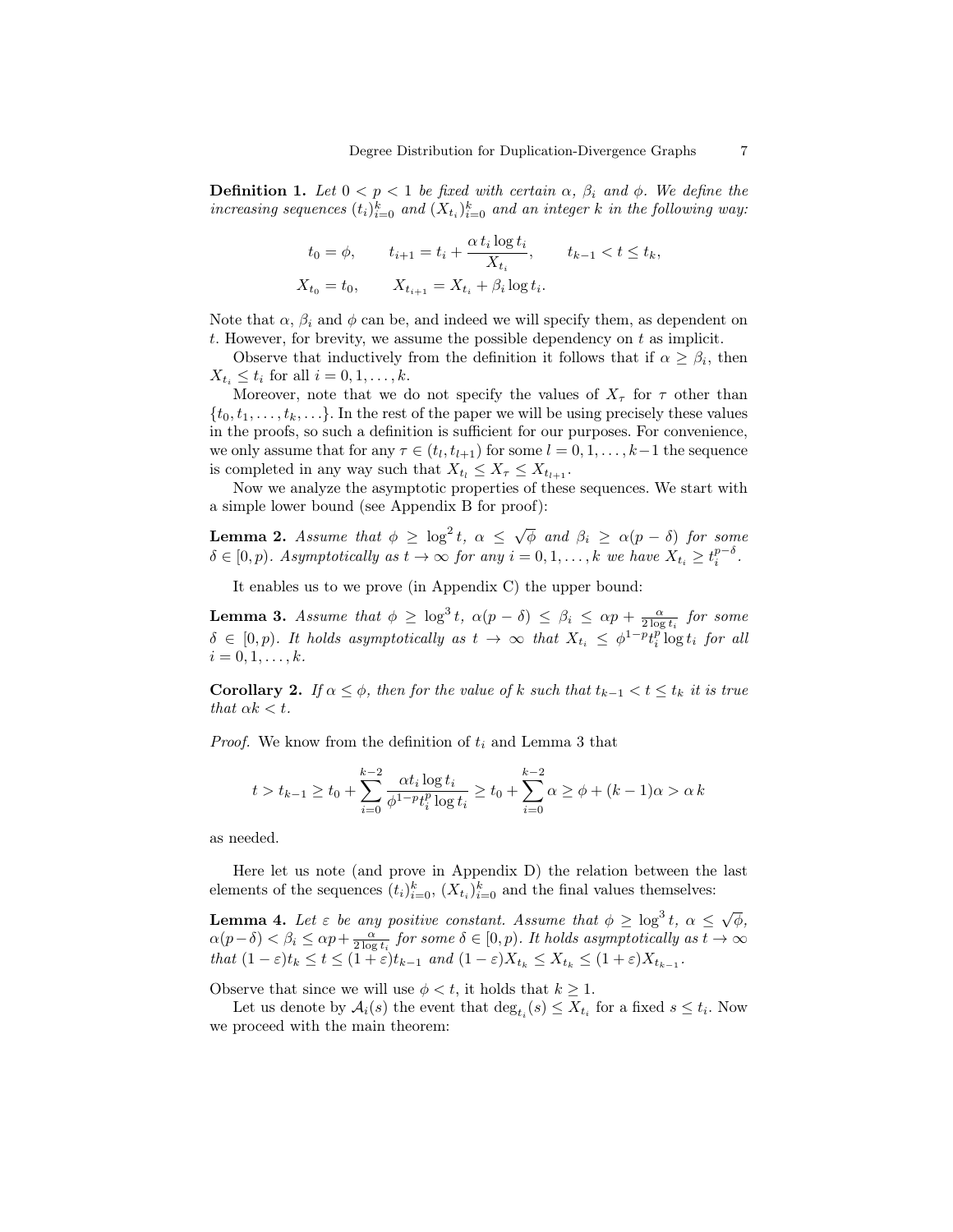**Definition 1.** *Let $0 < p < 1$ be fixed with certain $\alpha$, $\beta_i$ and $\phi$. We define the increasing sequences $(t_i)_{i=0}^k$ and $(X_{t_i})_{i=0}^k$ and an integer $k$ in the following way:*

$$t_0 = \phi, \qquad t_{i+1} = t_i + \frac{\alpha\, t_i \log t_i}{X_{t_i}}, \qquad t_{k-1} < t \leq t_k,$$

$$X_{t_0} = t_0, \qquad X_{t_{i+1}} = X_{t_i} + \beta_i \log t_i.$$

Note that $\alpha$, $\beta_i$ and $\phi$ can be, and indeed we will specify them, as dependent on $t$. However, for brevity, we assume the possible dependency on $t$ as implicit.

Observe that inductively from the definition it follows that if $\alpha \geq \beta_i$, then $X_{t_i} \leq t_i$ for all $i = 0, 1, \ldots, k$.

Moreover, note that we do not specify the values of $X_\tau$ for $\tau$ other than $\{t_0, t_1, \ldots, t_k, \ldots\}$. In the rest of the paper we will be using precisely these values in the proofs, so such a definition is sufficient for our purposes. For convenience, we only assume that for any $\tau \in (t_l, t_{l+1})$ for some $l = 0, 1, \ldots, k-1$ the sequence is completed in any way such that $X_{t_l} \leq X_\tau \leq X_{t_{l+1}}$.

Now we analyze the asymptotic properties of these sequences. We start with a simple lower bound (see Appendix B for proof):

**Lemma 2.** *Assume that $\phi \geq \log^2 t$, $\alpha \leq \sqrt{\phi}$ and $\beta_i \geq \alpha(p - \delta)$ for some $\delta \in [0, p)$. Asymptotically as $t \to \infty$ for any $i = 0, 1, \ldots, k$ we have $X_{t_i} \geq t_i^{p-\delta}$.*

It enables us to we prove (in Appendix C) the upper bound:

**Lemma 3.** *Assume that $\phi \geq \log^3 t$, $\alpha(p - \delta) \leq \beta_i \leq \alpha p + \frac{\alpha}{2 \log t_i}$ for some $\delta \in [0, p)$. It holds asymptotically as $t \to \infty$ that $X_{t_i} \leq \phi^{1-p} t_i^p \log t_i$ for all $i = 0, 1, \ldots, k$.*

**Corollary 2.** *If $\alpha \leq \phi$, then for the value of $k$ such that $t_{k-1} < t \leq t_k$ it is true that $\alpha k < t$.*

*Proof.* We know from the definition of $t_i$ and Lemma 3 that

$$t > t_{k-1} \geq t_0 + \sum_{i=0}^{k-2} \frac{\alpha t_i \log t_i}{\phi^{1-p} t_i^p \log t_i} \geq t_0 + \sum_{i=0}^{k-2} \alpha \geq \phi + (k-1)\alpha > \alpha\, k$$

as needed.

Here let us note (and prove in Appendix D) the relation between the last elements of the sequences $(t_i)_{i=0}^k$, $(X_{t_i})_{i=0}^k$ and the final values themselves:

**Lemma 4.** *Let $\varepsilon$ be any positive constant. Assume that $\phi \geq \log^3 t$, $\alpha \leq \sqrt{\phi}$, $\alpha(p-\delta) < \beta_i \leq \alpha p + \frac{\alpha}{2 \log t_i}$ for some $\delta \in [0, p)$. It holds asymptotically as $t \to \infty$ that $(1 - \varepsilon)t_k \leq t \leq (1 + \varepsilon)t_{k-1}$ and $(1 - \varepsilon)X_{t_k} \leq X_{t_k} \leq (1 + \varepsilon)X_{t_{k-1}}$.*

Observe that since we will use $\phi < t$, it holds that $k \geq 1$.

Let us denote by $\mathcal{A}_i(s)$ the event that $\deg_{t_i}(s) \leq X_{t_i}$ for a fixed $s \leq t_i$. Now we proceed with the main theorem: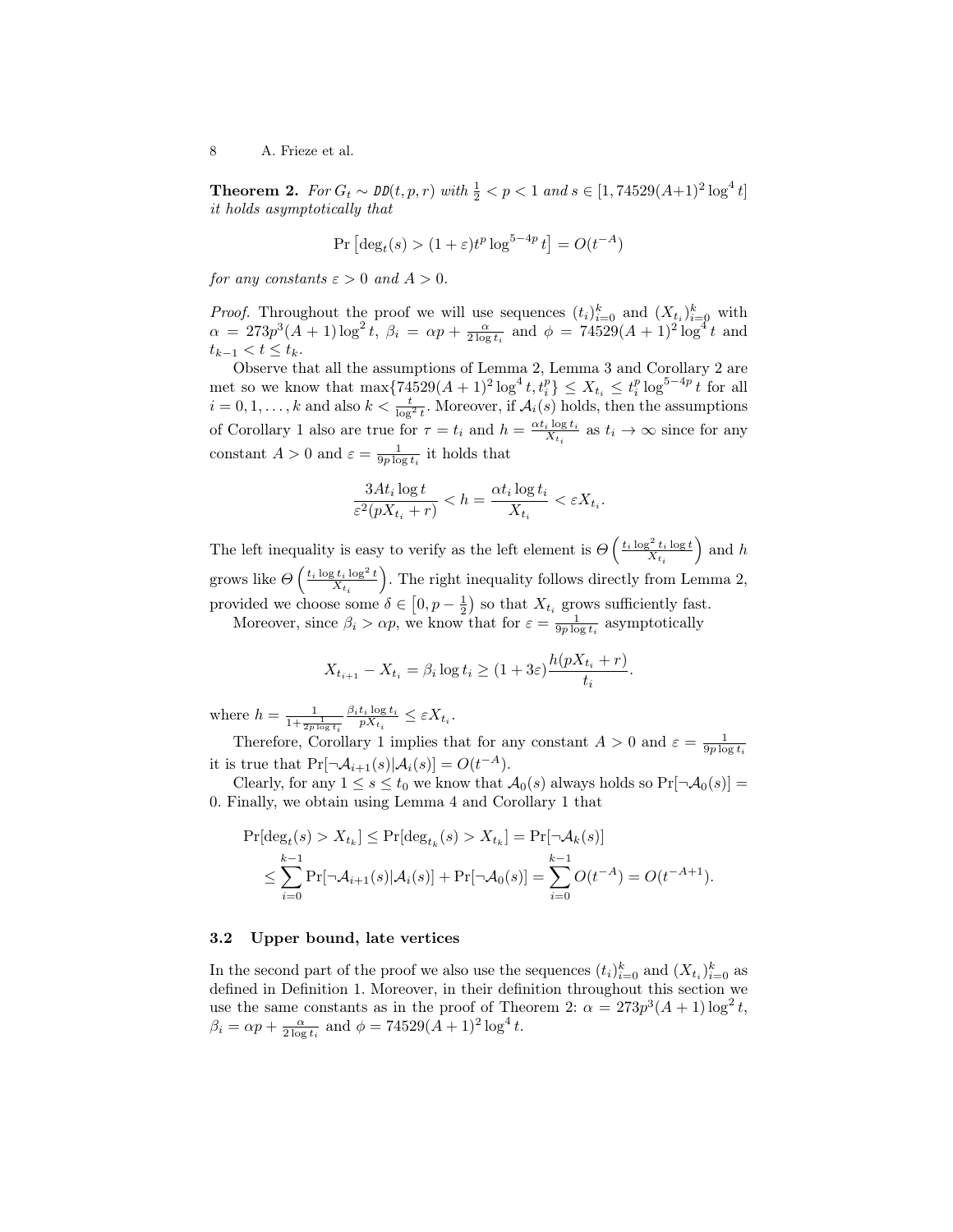**Theorem 2.** *For $G_t \sim \mathcal{DD}(t, p, r)$ with $\frac{1}{2} < p < 1$ and $s \in [1, 74529(A+1)^2 \log^4 t]$ it holds asymptotically that*

$$\Pr\left[\deg_t(s) > (1+\varepsilon)t^p \log^{5-4p} t\right] = O(t^{-A})$$

*for any constants $\varepsilon > 0$ and $A > 0$.*

*Proof.* Throughout the proof we will use sequences $(t_i)_{i=0}^k$ and $(X_{t_i})_{i=0}^k$ with $\alpha = 273p^3(A+1)\log^2 t$, $\beta_i = \alpha p + \frac{\alpha}{2\log t_i}$ and $\phi = 74529(A+1)^2 \log^4 t$ and $t_{k-1} < t \leq t_k$.

Observe that all the assumptions of Lemma 2, Lemma 3 and Corollary 2 are met so we know that $\max\{74529(A+1)^2 \log^4 t, t_i^p\} \leq X_{t_i} \leq t_i^p \log^{5-4p} t$ for all $i = 0, 1, \ldots, k$ and also $k < \frac{t}{\log^2 t}$. Moreover, if $\mathcal{A}_i(s)$ holds, then the assumptions of Corollary 1 also are true for $\tau = t_i$ and $h = \frac{\alpha t_i \log t_i}{X_{t_i}}$ as $t_i \to \infty$ since for any constant $A > 0$ and $\varepsilon = \frac{1}{9p \log t_i}$ it holds that

$$\frac{3At_i \log t}{\varepsilon^2 (pX_{t_i} + r)} < h = \frac{\alpha t_i \log t_i}{X_{t_i}} < \varepsilon X_{t_i}.$$

The left inequality is easy to verify as the left element is $\Theta\left(\frac{t_i \log^2 t_i \log t}{X_{t_i}}\right)$ and $h$ grows like $\Theta\left(\frac{t_i \log t_i \log^2 t}{X_{t_i}}\right)$. The right inequality follows directly from Lemma 2, provided we choose some $\delta \in \left[0, p - \frac{1}{2}\right)$ so that $X_{t_i}$ grows sufficiently fast.

Moreover, since $\beta_i > \alpha p$, we know that for $\varepsilon = \frac{1}{9p \log t_i}$ asymptotically

$$X_{t_{i+1}} - X_{t_i} = \beta_i \log t_i \geq (1 + 3\varepsilon)\frac{h(pX_{t_i} + r)}{t_i}.$$

where $h = \frac{1}{1 + \frac{1}{2p \log t_i}} \frac{\beta_i t_i \log t_i}{pX_{t_i}} \leq \varepsilon X_{t_i}$.

Therefore, Corollary 1 implies that for any constant $A > 0$ and $\varepsilon = \frac{1}{9p \log t_i}$ it is true that $\Pr[\neg\mathcal{A}_{i+1}(s) | \mathcal{A}_i(s)] = O(t^{-A})$.

Clearly, for any $1 \leq s \leq t_0$ we know that $\mathcal{A}_0(s)$ always holds so $\Pr[\neg\mathcal{A}_0(s)] = 0$. Finally, we obtain using Lemma 4 and Corollary 1 that

$$\begin{aligned}
\Pr[\deg_t(s) > X_{t_k}] &\leq \Pr[\deg_{t_k}(s) > X_{t_k}] = \Pr[\neg\mathcal{A}_k(s)] \\
&\leq \sum_{i=0}^{k-1} \Pr[\neg\mathcal{A}_{i+1}(s) | \mathcal{A}_i(s)] + \Pr[\neg\mathcal{A}_0(s)] = \sum_{i=0}^{k-1} O(t^{-A}) = O(t^{-A+1}).
\end{aligned}$$

### 3.2 Upper bound, late vertices

In the second part of the proof we also use the sequences $(t_i)_{i=0}^k$ and $(X_{t_i})_{i=0}^k$ as defined in Definition 1. Moreover, in their definition throughout this section we use the same constants as in the proof of Theorem 2: $\alpha = 273p^3(A+1)\log^2 t$, $\beta_i = \alpha p + \frac{\alpha}{2\log t_i}$ and $\phi = 74529(A+1)^2 \log^4 t$.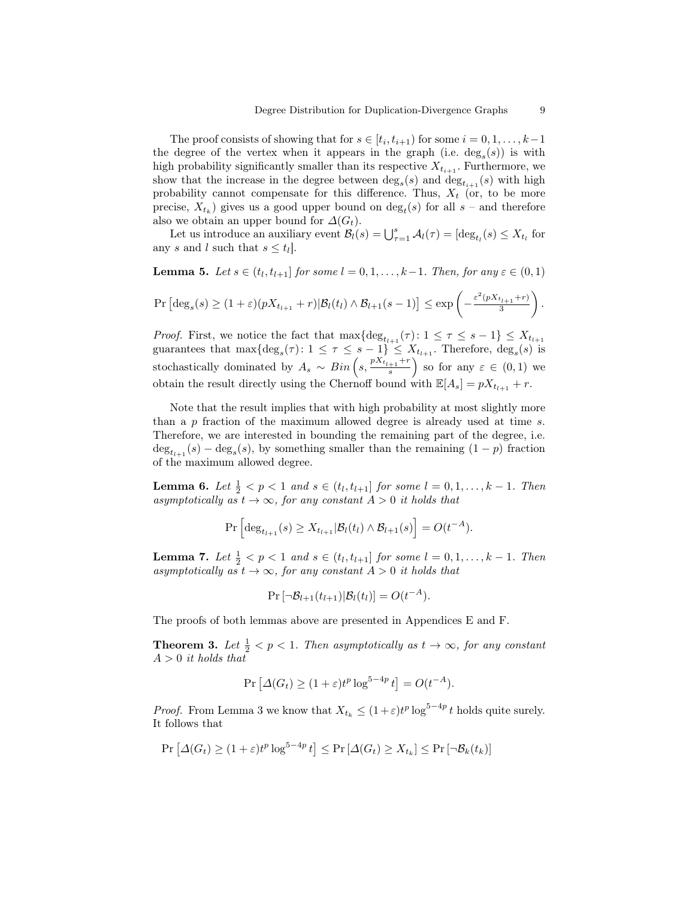The proof consists of showing that for $s \in [t_i, t_{i+1})$ for some $i = 0, 1, \ldots, k-1$ the degree of the vertex when it appears in the graph (i.e. $\deg_s(s)$) is with high probability significantly smaller than its respective $X_{t_{i+1}}$. Furthermore, we show that the increase in the degree between $\deg_s(s)$ and $\deg_{t_{i+1}}(s)$ with high probability cannot compensate for this difference. Thus, $X_t$ (or, to be more precise, $X_{t_k}$) gives us a good upper bound on $\deg_t(s)$ for all $s$ – and therefore also we obtain an upper bound for $\Delta(G_t)$.

Let us introduce an auxiliary event $\mathcal{B}_l(s) = \bigcup_{\tau=1}^{s} \mathcal{A}_l(\tau) = [\deg_{t_l}(s) \leq X_{t_l}$ for any $s$ and $l$ such that $s \leq t_l]$.

**Lemma 5.** *Let $s \in (t_l, t_{l+1}]$ for some $l = 0, 1, \ldots, k-1$. Then, for any $\varepsilon \in (0, 1)$*

$$\Pr\left[\deg_s(s) \geq (1+\varepsilon)(pX_{t_{l+1}} + r) | \mathcal{B}_l(t_l) \wedge \mathcal{B}_{l+1}(s-1)\right] \leq \exp\left(-\frac{\varepsilon^2(pX_{t_{l+1}}+r)}{3}\right).$$

*Proof.* First, we notice the fact that $\max\{\deg_{t_{l+1}}(\tau) \colon 1 \leq \tau \leq s-1\} \leq X_{t_{l+1}}$ guarantees that $\max\{\deg_s(\tau) \colon 1 \leq \tau \leq s-1\} \leq X_{t_{l+1}}$. Therefore, $\deg_s(s)$ is stochastically dominated by $A_s \sim Bin\left(s, \frac{pX_{t_{l+1}}+r}{s}\right)$ so for any $\varepsilon \in (0,1)$ we obtain the result directly using the Chernoff bound with $\mathbb{E}[A_s] = pX_{t_{l+1}} + r$.

Note that the result implies that with high probability at most slightly more than a $p$ fraction of the maximum allowed degree is already used at time $s$. Therefore, we are interested in bounding the remaining part of the degree, i.e. $\deg_{t_{l+1}}(s) - \deg_s(s)$, by something smaller than the remaining $(1-p)$ fraction of the maximum allowed degree.

**Lemma 6.** *Let $\frac{1}{2} < p < 1$ and $s \in (t_l, t_{l+1}]$ for some $l = 0, 1, \ldots, k-1$. Then asymptotically as $t \to \infty$, for any constant $A > 0$ it holds that*

$$\Pr\left[\deg_{t_{l+1}}(s) \geq X_{t_{l+1}} | \mathcal{B}_l(t_l) \wedge \mathcal{B}_{l+1}(s)\right] = O(t^{-A}).$$

**Lemma 7.** *Let $\frac{1}{2} < p < 1$ and $s \in (t_l, t_{l+1}]$ for some $l = 0, 1, \ldots, k-1$. Then asymptotically as $t \to \infty$, for any constant $A > 0$ it holds that*

$$\Pr\left[\neg\mathcal{B}_{l+1}(t_{l+1}) | \mathcal{B}_l(t_l)\right] = O(t^{-A}).$$

The proofs of both lemmas above are presented in Appendices E and F.

**Theorem 3.** *Let $\frac{1}{2} < p < 1$. Then asymptotically as $t \to \infty$, for any constant $A > 0$ it holds that*

$$\Pr\left[\Delta(G_t) \geq (1+\varepsilon)t^p \log^{5-4p} t\right] = O(t^{-A}).$$

*Proof.* From Lemma 3 we know that $X_{t_k} \leq (1+\varepsilon)t^p \log^{5-4p} t$ holds quite surely. It follows that

$$\Pr\left[\Delta(G_t) \geq (1+\varepsilon)t^p \log^{5-4p} t\right] \leq \Pr\left[\Delta(G_t) \geq X_{t_k}\right] \leq \Pr\left[\neg\mathcal{B}_k(t_k)\right]$$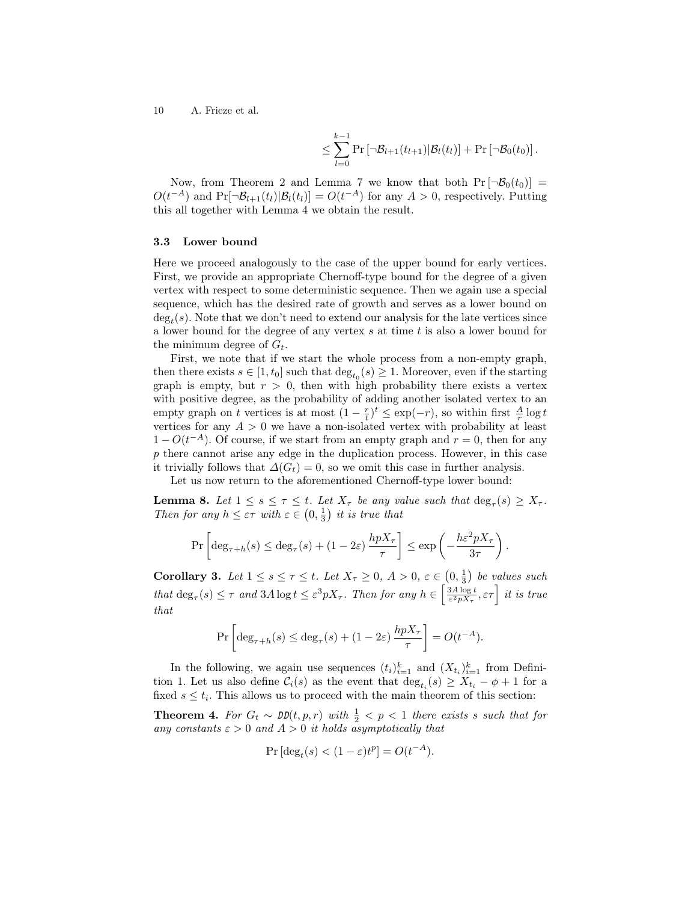$$\leq \sum_{l=0}^{k-1} \Pr\left[\neg\mathcal{B}_{l+1}(t_{l+1}) | \mathcal{B}_l(t_l)\right] + \Pr\left[\neg\mathcal{B}_0(t_0)\right].$$

Now, from Theorem 2 and Lemma 7 we know that both $\Pr\left[\neg\mathcal{B}_0(t_0)\right] = O(t^{-A})$ and $\Pr[\neg\mathcal{B}_{l+1}(t_l)|\mathcal{B}_l(t_l)] = O(t^{-A})$ for any $A > 0$, respectively. Putting this all together with Lemma 4 we obtain the result.

### 3.3 Lower bound

Here we proceed analogously to the case of the upper bound for early vertices. First, we provide an appropriate Chernoff-type bound for the degree of a given vertex with respect to some deterministic sequence. Then we again use a special sequence, which has the desired rate of growth and serves as a lower bound on $\deg_t(s)$. Note that we don't need to extend our analysis for the late vertices since a lower bound for the degree of any vertex $s$ at time $t$ is also a lower bound for the minimum degree of $G_t$.

First, we note that if we start the whole process from a non-empty graph, then there exists $s \in [1, t_0]$ such that $\deg_{t_0}(s) \geq 1$. Moreover, even if the starting graph is empty, but $r > 0$, then with high probability there exists a vertex with positive degree, as the probability of adding another isolated vertex to an empty graph on $t$ vertices is at most $(1 - \frac{r}{t})^t \leq \exp(-r)$, so within first $\frac{A}{r} \log t$ vertices for any $A > 0$ we have a non-isolated vertex with probability at least $1 - O(t^{-A})$. Of course, if we start from an empty graph and $r = 0$, then for any $p$ there cannot arise any edge in the duplication process. However, in this case it trivially follows that $\Delta(G_t) = 0$, so we omit this case in further analysis.

Let us now return to the aforementioned Chernoff-type lower bound:

**Lemma 8.** *Let $1 \leq s \leq \tau \leq t$. Let $X_\tau$ be any value such that $\deg_\tau(s) \geq X_\tau$. Then for any $h \leq \varepsilon\tau$ with $\varepsilon \in \left(0, \frac{1}{3}\right)$ it is true that*

$$\Pr\left[\deg_{\tau+h}(s) \leq \deg_\tau(s) + (1 - 2\varepsilon)\,\frac{hpX_\tau}{\tau}\right] \leq \exp\left(-\frac{h\varepsilon^2 pX_\tau}{3\tau}\right).$$

**Corollary 3.** *Let $1 \leq s \leq \tau \leq t$. Let $X_\tau \geq 0$, $A > 0$, $\varepsilon \in \left(0, \frac{1}{3}\right)$ be values such that $\deg_\tau(s) \leq \tau$ and $3A \log t \leq \varepsilon^3 pX_\tau$. Then for any $h \in \left[\frac{3A \log t}{\varepsilon^2 pX_\tau}, \varepsilon\tau\right]$ it is true that*

$$\Pr\left[\deg_{\tau+h}(s) \leq \deg_\tau(s) + (1 - 2\varepsilon)\,\frac{hpX_\tau}{\tau}\right] = O(t^{-A}).$$

In the following, we again use sequences $(t_i)_{i=1}^k$ and $(X_{t_i})_{i=1}^k$ from Definition 1. Let us also define $\mathcal{C}_i(s)$ as the event that $\deg_{t_i}(s) \geq X_{t_i} - \phi + 1$ for a fixed $s \leq t_i$. This allows us to proceed with the main theorem of this section:

**Theorem 4.** *For $G_t \sim \mathcal{DD}(t, p, r)$ with $\frac{1}{2} < p < 1$ there exists $s$ such that for any constants $\varepsilon > 0$ and $A > 0$ it holds asymptotically that*

$$\Pr\left[\deg_t(s) < (1 - \varepsilon)t^p\right] = O(t^{-A}).$$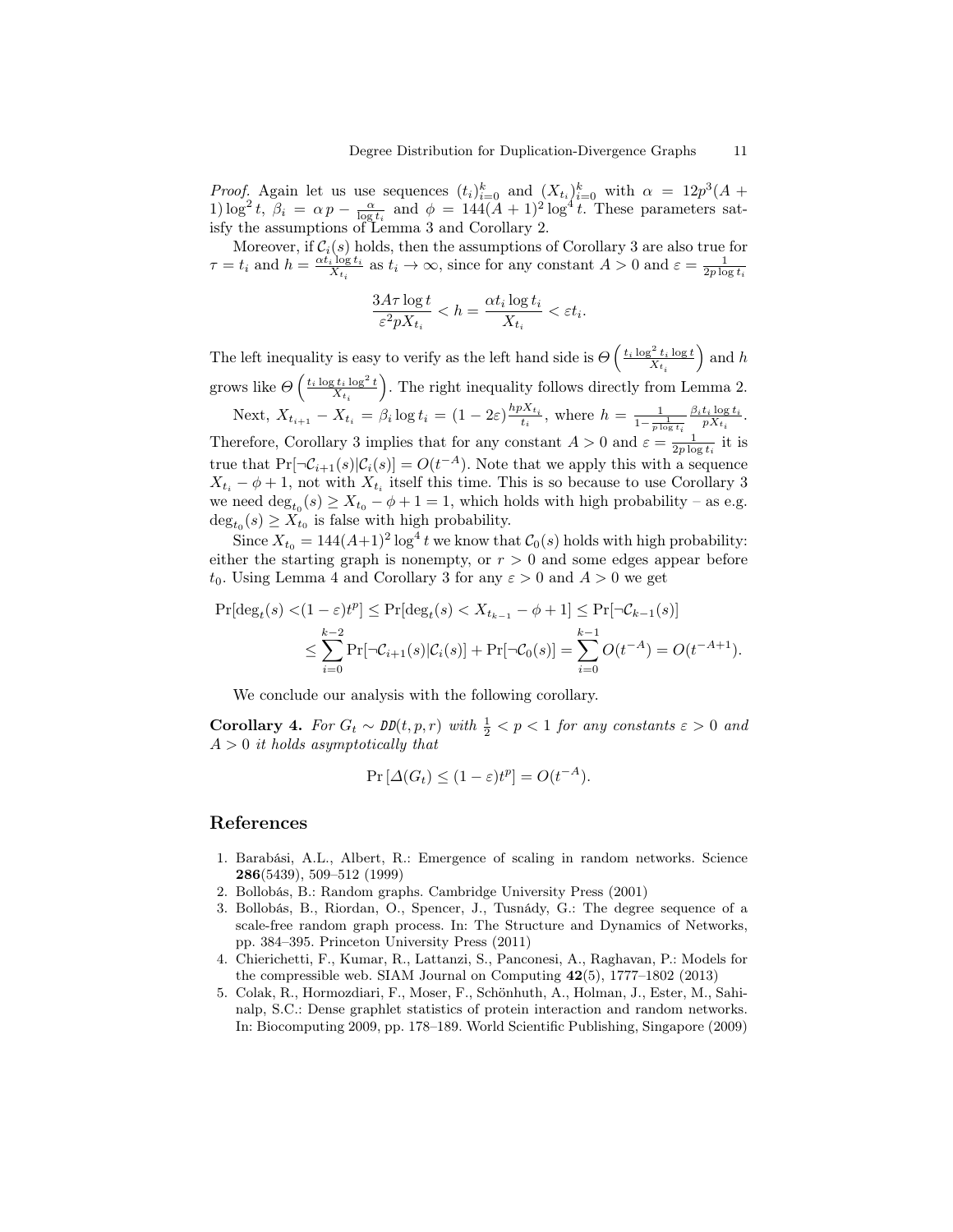*Proof.* Again let us use sequences $(t_i)_{i=0}^k$ and $(X_{t_i})_{i=0}^k$ with $\alpha = 12p^3(A+1)\log^2 t$, $\beta_i = \alpha\, p - \frac{\alpha}{\log t_i}$ and $\phi = 144(A+1)^2 \log^4 t$. These parameters satisfy the assumptions of Lemma 3 and Corollary 2.

Moreover, if $\mathcal{C}_i(s)$ holds, then the assumptions of Corollary 3 are also true for $\tau = t_i$ and $h = \frac{\alpha t_i \log t_i}{X_{t_i}}$ as $t_i \to \infty$, since for any constant $A > 0$ and $\varepsilon = \frac{1}{2p \log t_i}$

$$\frac{3A\tau \log t}{\varepsilon^2 p X_{t_i}} < h = \frac{\alpha t_i \log t_i}{X_{t_i}} < \varepsilon t_i.$$

The left inequality is easy to verify as the left hand side is $\Theta\left(\frac{t_i \log^2 t_i \log t}{X_{t_i}}\right)$ and $h$ grows like $\Theta\left(\frac{t_i \log t_i \log^2 t}{X_{t_i}}\right)$. The right inequality follows directly from Lemma 2.

Next, $X_{t_{i+1}} - X_{t_i} = \beta_i \log t_i = (1-2\varepsilon)\frac{hpX_{t_i}}{t_i}$, where $h = \frac{1}{1-\frac{1}{p\log t_i}} \frac{\beta_i t_i \log t_i}{pX_{t_i}}$. Therefore, Corollary 3 implies that for any constant $A > 0$ and $\varepsilon = \frac{1}{2p\log t_i}$ it is true that $\Pr[\neg\mathcal{C}_{i+1}(s)|\mathcal{C}_i(s)] = O(t^{-A})$. Note that we apply this with a sequence $X_{t_i} - \phi + 1$, not with $X_{t_i}$ itself this time. This is so because to use Corollary 3 we need $\deg_{t_0}(s) \geq X_{t_0} - \phi + 1 = 1$, which holds with high probability – as e.g. $\deg_{t_0}(s) \geq X_{t_0}$ is false with high probability.

Since $X_{t_0} = 144(A+1)^2 \log^4 t$ we know that $\mathcal{C}_0(s)$ holds with high probability: either the starting graph is nonempty, or $r > 0$ and some edges appear before $t_0$. Using Lemma 4 and Corollary 3 for any $\varepsilon > 0$ and $A > 0$ we get

$$\begin{aligned}
\Pr[\deg_t(s) <(1-\varepsilon)t^p] &\leq \Pr[\deg_t(s) < X_{t_{k-1}} - \phi + 1] \leq \Pr[\neg\mathcal{C}_{k-1}(s)] \\
&\leq \sum_{i=0}^{k-2} \Pr[\neg\mathcal{C}_{i+1}(s)|\mathcal{C}_i(s)] + \Pr[\neg\mathcal{C}_0(s)] = \sum_{i=0}^{k-1} O(t^{-A}) = O(t^{-A+1}).
\end{aligned}$$

We conclude our analysis with the following corollary.

**Corollary 4.** *For $G_t \sim \mathtt{DD}(t,p,r)$ with $\frac{1}{2} < p < 1$ for any constants $\varepsilon > 0$ and $A > 0$ it holds asymptotically that*

$$\Pr\left[\Delta(G_t) \leq (1-\varepsilon)t^p\right] = O(t^{-A}).$$

## References

1. Barabási, A.L., Albert, R.: Emergence of scaling in random networks. Science **286**(5439), 509–512 (1999)
2. Bollobás, B.: Random graphs. Cambridge University Press (2001)
3. Bollobás, B., Riordan, O., Spencer, J., Tusnády, G.: The degree sequence of a scale-free random graph process. In: The Structure and Dynamics of Networks, pp. 384–395. Princeton University Press (2011)
4. Chierichetti, F., Kumar, R., Lattanzi, S., Panconesi, A., Raghavan, P.: Models for the compressible web. SIAM Journal on Computing **42**(5), 1777–1802 (2013)
5. Colak, R., Hormozdiari, F., Moser, F., Schönhuth, A., Holman, J., Ester, M., Sahinalp, S.C.: Dense graphlet statistics of protein interaction and random networks. In: Biocomputing 2009, pp. 178–189. World Scientific Publishing, Singapore (2009)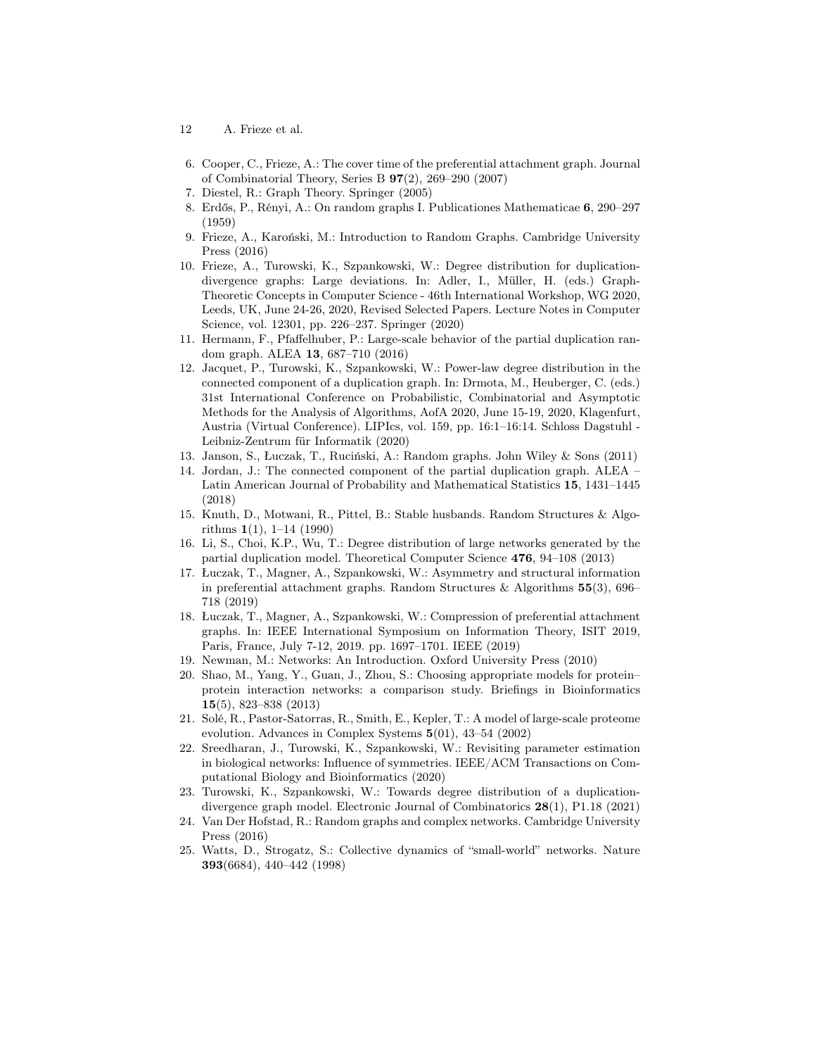6. Cooper, C., Frieze, A.: The cover time of the preferential attachment graph. Journal of Combinatorial Theory, Series B **97**(2), 269–290 (2007)
7. Diestel, R.: Graph Theory. Springer (2005)
8. Erdős, P., Rényi, A.: On random graphs I. Publicationes Mathematicae **6**, 290–297 (1959)
9. Frieze, A., Karoński, M.: Introduction to Random Graphs. Cambridge University Press (2016)
10. Frieze, A., Turowski, K., Szpankowski, W.: Degree distribution for duplication-divergence graphs: Large deviations. In: Adler, I., Müller, H. (eds.) Graph-Theoretic Concepts in Computer Science - 46th International Workshop, WG 2020, Leeds, UK, June 24-26, 2020, Revised Selected Papers. Lecture Notes in Computer Science, vol. 12301, pp. 226–237. Springer (2020)
11. Hermann, F., Pfaffelhuber, P.: Large-scale behavior of the partial duplication random graph. ALEA **13**, 687–710 (2016)
12. Jacquet, P., Turowski, K., Szpankowski, W.: Power-law degree distribution in the connected component of a duplication graph. In: Drmota, M., Heuberger, C. (eds.) 31st International Conference on Probabilistic, Combinatorial and Asymptotic Methods for the Analysis of Algorithms, AofA 2020, June 15-19, 2020, Klagenfurt, Austria (Virtual Conference). LIPIcs, vol. 159, pp. 16:1–16:14. Schloss Dagstuhl - Leibniz-Zentrum für Informatik (2020)
13. Janson, S., Łuczak, T., Ruciński, A.: Random graphs. John Wiley & Sons (2011)
14. Jordan, J.: The connected component of the partial duplication graph. ALEA – Latin American Journal of Probability and Mathematical Statistics **15**, 1431–1445 (2018)
15. Knuth, D., Motwani, R., Pittel, B.: Stable husbands. Random Structures & Algorithms **1**(1), 1–14 (1990)
16. Li, S., Choi, K.P., Wu, T.: Degree distribution of large networks generated by the partial duplication model. Theoretical Computer Science **476**, 94–108 (2013)
17. Łuczak, T., Magner, A., Szpankowski, W.: Asymmetry and structural information in preferential attachment graphs. Random Structures & Algorithms **55**(3), 696–718 (2019)
18. Łuczak, T., Magner, A., Szpankowski, W.: Compression of preferential attachment graphs. In: IEEE International Symposium on Information Theory, ISIT 2019, Paris, France, July 7-12, 2019. pp. 1697–1701. IEEE (2019)
19. Newman, M.: Networks: An Introduction. Oxford University Press (2010)
20. Shao, M., Yang, Y., Guan, J., Zhou, S.: Choosing appropriate models for protein–protein interaction networks: a comparison study. Briefings in Bioinformatics **15**(5), 823–838 (2013)
21. Solé, R., Pastor-Satorras, R., Smith, E., Kepler, T.: A model of large-scale proteome evolution. Advances in Complex Systems **5**(01), 43–54 (2002)
22. Sreedharan, J., Turowski, K., Szpankowski, W.: Revisiting parameter estimation in biological networks: Influence of symmetries. IEEE/ACM Transactions on Computational Biology and Bioinformatics (2020)
23. Turowski, K., Szpankowski, W.: Towards degree distribution of a duplication-divergence graph model. Electronic Journal of Combinatorics **28**(1), P1.18 (2021)
24. Van Der Hofstad, R.: Random graphs and complex networks. Cambridge University Press (2016)
25. Watts, D., Strogatz, S.: Collective dynamics of "small-world" networks. Nature **393**(6684), 440–442 (1998)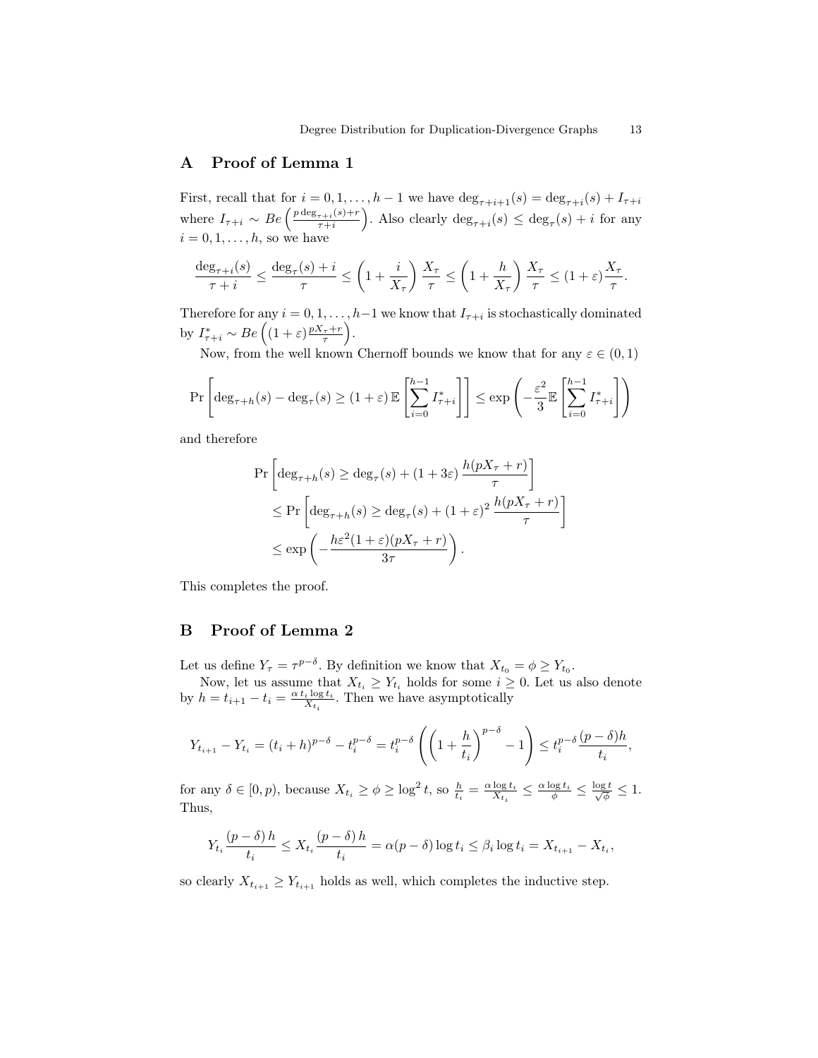## A Proof of Lemma 1

First, recall that for $i = 0, 1, \ldots, h-1$ we have $\deg_{\tau+i+1}(s) = \deg_{\tau+i}(s) + I_{\tau+i}$ where $I_{\tau+i} \sim Be\left(\frac{p \deg_{\tau+i}(s)+r}{\tau+i}\right)$. Also clearly $\deg_{\tau+i}(s) \leq \deg_{\tau}(s) + i$ for any $i = 0, 1, \ldots, h$, so we have

$$\frac{\deg_{\tau+i}(s)}{\tau+i} \leq \frac{\deg_{\tau}(s)+i}{\tau} \leq \left(1 + \frac{i}{X_\tau}\right)\frac{X_\tau}{\tau} \leq \left(1 + \frac{h}{X_\tau}\right)\frac{X_\tau}{\tau} \leq (1+\varepsilon)\frac{X_\tau}{\tau}.$$

Therefore for any $i = 0, 1, \ldots, h-1$ we know that $I_{\tau+i}$ is stochastically dominated by $I^*_{\tau+i} \sim Be\left((1+\varepsilon)\frac{pX_\tau + r}{\tau}\right)$.

Now, from the well known Chernoff bounds we know that for any $\varepsilon \in (0,1)$

$$\Pr\left[\deg_{\tau+h}(s) - \deg_\tau(s) \geq (1+\varepsilon)\,\mathbb{E}\left[\sum_{i=0}^{h-1} I^*_{\tau+i}\right]\right] \leq \exp\left(-\frac{\varepsilon^2}{3}\mathbb{E}\left[\sum_{i=0}^{h-1} I^*_{\tau+i}\right]\right)$$

and therefore

$$\begin{aligned}
&\Pr\left[\deg_{\tau+h}(s) \geq \deg_\tau(s) + (1+3\varepsilon)\,\frac{h(pX_\tau + r)}{\tau}\right] \\
&\leq \Pr\left[\deg_{\tau+h}(s) \geq \deg_\tau(s) + (1+\varepsilon)^2\,\frac{h(pX_\tau + r)}{\tau}\right] \\
&\leq \exp\left(-\frac{h\varepsilon^2(1+\varepsilon)(pX_\tau + r)}{3\tau}\right).
\end{aligned}$$

This completes the proof.

## B Proof of Lemma 2

Let us define $Y_\tau = \tau^{p-\delta}$. By definition we know that $X_{t_0} = \phi \geq Y_{t_0}$.

Now, let us assume that $X_{t_i} \geq Y_{t_i}$ holds for some $i \geq 0$. Let us also denote by $h = t_{i+1} - t_i = \frac{\alpha\, t_i \log t_i}{X_{t_i}}$. Then we have asymptotically

$$Y_{t_{i+1}} - Y_{t_i} = (t_i + h)^{p-\delta} - t_i^{p-\delta} = t_i^{p-\delta}\left(\left(1 + \frac{h}{t_i}\right)^{p-\delta} - 1\right) \leq t_i^{p-\delta}\frac{(p-\delta)h}{t_i},$$

for any $\delta \in [0, p)$, because $X_{t_i} \geq \phi \geq \log^2 t$, so $\frac{h}{t_i} = \frac{\alpha \log t_i}{X_{t_i}} \leq \frac{\alpha \log t_i}{\phi} \leq \frac{\log t}{\sqrt{\phi}} \leq 1$. Thus,

$$Y_{t_i}\frac{(p-\delta)\,h}{t_i} \leq X_{t_i}\frac{(p-\delta)\,h}{t_i} = \alpha(p-\delta)\log t_i \leq \beta_i \log t_i = X_{t_{i+1}} - X_{t_i},$$

so clearly $X_{t_{i+1}} \geq Y_{t_{i+1}}$ holds as well, which completes the inductive step.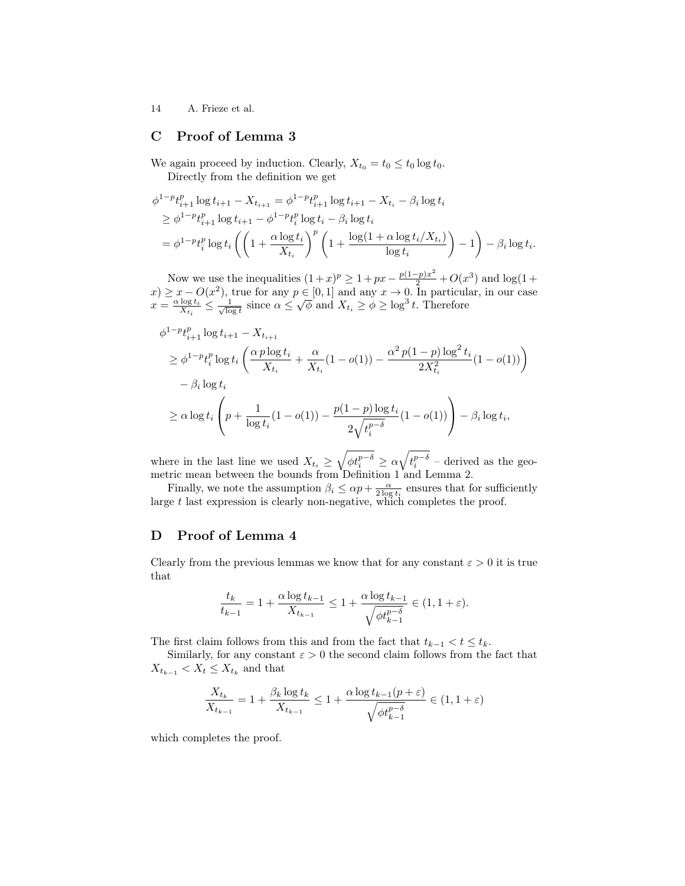## C Proof of Lemma 3

We again proceed by induction. Clearly, $X_{t_0} = t_0 \le t_0 \log t_0$.

Directly from the definition we get

$$
\begin{aligned}
\phi^{1-p} t_{i+1}^p \log t_{i+1} - X_{t_{i+1}} &= \phi^{1-p} t_{i+1}^p \log t_{i+1} - X_{t_i} - \beta_i \log t_i \\
&\ge \phi^{1-p} t_{i+1}^p \log t_{i+1} - \phi^{1-p} t_i^p \log t_i - \beta_i \log t_i \\
&= \phi^{1-p} t_i^p \log t_i \left( \left(1 + \frac{\alpha \log t_i}{X_{t_i}}\right)^p \left(1 + \frac{\log(1 + \alpha \log t_i / X_{t_i})}{\log t_i}\right) - 1 \right) - \beta_i \log t_i .
\end{aligned}
$$

Now we use the inequalities $(1+x)^p \ge 1 + px - \frac{p(1-p)x^2}{2} + O(x^3)$ and $\log(1 + x) \ge x - O(x^2)$, true for any $p \in [0,1]$ and any $x \to 0$. In particular, in our case $x = \frac{\alpha \log t_i}{X_{t_i}} \le \frac{1}{\sqrt{\log t}}$ since $\alpha \le \sqrt{\phi}$ and $X_{t_i} \ge \phi \ge \log^3 t$. Therefore

$$
\begin{aligned}
&\phi^{1-p} t_{i+1}^p \log t_{i+1} - X_{t_{i+1}} \\
&\quad\ge \phi^{1-p} t_i^p \log t_i \left( \frac{\alpha\, p \log t_i}{X_{t_i}} + \frac{\alpha}{X_{t_i}}(1 - o(1)) - \frac{\alpha^2\, p(1-p) \log^2 t_i}{2 X_{t_i}^2}(1 - o(1)) \right) \\
&\qquad - \beta_i \log t_i \\
&\quad\ge \alpha \log t_i \left( p + \frac{1}{\log t_i}(1 - o(1)) - \frac{p(1-p)\log t_i}{2\sqrt{t_i^{p-\delta}}}(1 - o(1)) \right) - \beta_i \log t_i ,
\end{aligned}
$$

where in the last line we used $X_{t_i} \ge \sqrt{\phi t_i^{p-\delta}} \ge \alpha \sqrt{t_i^{p-\delta}}$ – derived as the geometric mean between the bounds from Definition 1 and Lemma 2.

Finally, we note the assumption $\beta_i \le \alpha p + \frac{\alpha}{2 \log t_i}$ ensures that for sufficiently large $t$ last expression is clearly non-negative, which completes the proof.

## D Proof of Lemma 4

Clearly from the previous lemmas we know that for any constant $\varepsilon > 0$ it is true that

$$
\frac{t_k}{t_{k-1}} = 1 + \frac{\alpha \log t_{k-1}}{X_{t_{k-1}}} \le 1 + \frac{\alpha \log t_{k-1}}{\sqrt{\phi t_{k-1}^{p-\delta}}} \in (1, 1+\varepsilon).
$$

The first claim follows from this and from the fact that $t_{k-1} < t \le t_k$.

Similarly, for any constant $\varepsilon > 0$ the second claim follows from the fact that $X_{t_{k-1}} < X_t \le X_{t_k}$ and that

$$
\frac{X_{t_k}}{X_{t_{k-1}}} = 1 + \frac{\beta_k \log t_k}{X_{t_{k-1}}} \le 1 + \frac{\alpha \log t_{k-1}(p + \varepsilon)}{\sqrt{\phi t_{k-1}^{p-\delta}}} \in (1, 1+\varepsilon)
$$

which completes the proof.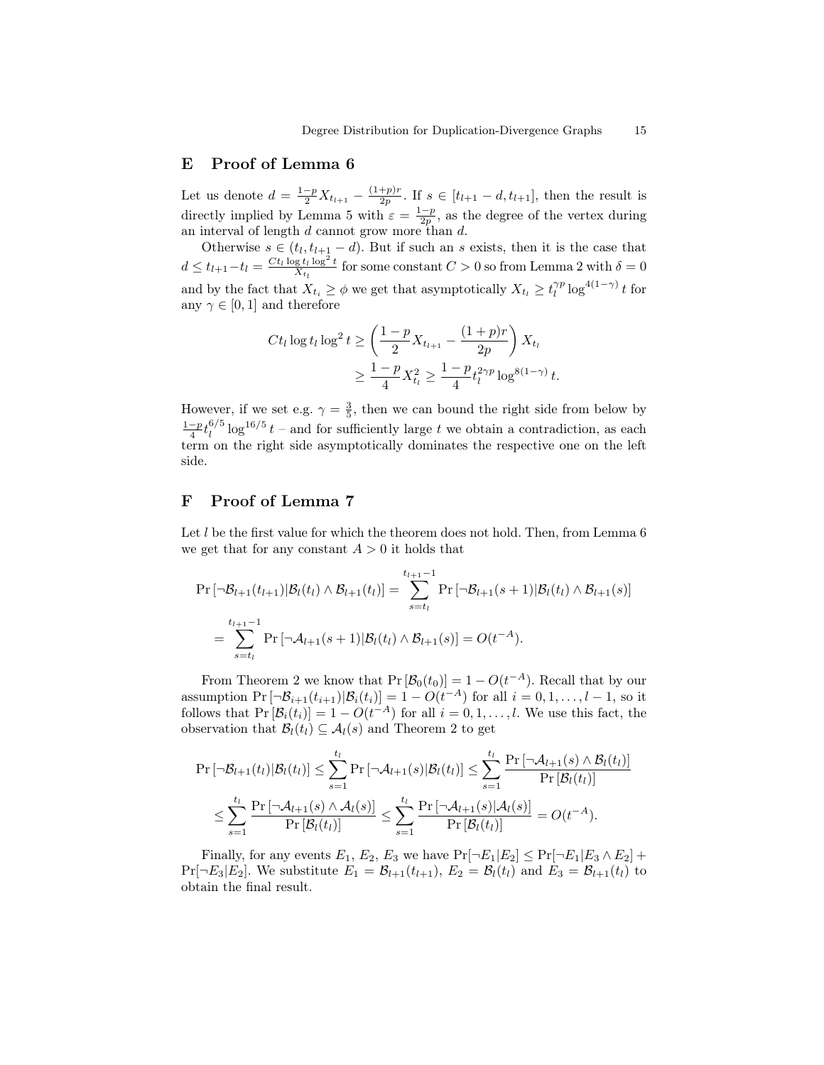## E Proof of Lemma 6

Let us denote $d = \frac{1-p}{2} X_{t_{l+1}} - \frac{(1+p)r}{2p}$. If $s \in [t_{l+1} - d, t_{l+1}]$, then the result is directly implied by Lemma 5 with $\varepsilon = \frac{1-p}{2p}$, as the degree of the vertex during an interval of length $d$ cannot grow more than $d$.

Otherwise $s \in (t_l, t_{l+1} - d)$. But if such an $s$ exists, then it is the case that $d \leq t_{l+1} - t_l = \frac{C t_l \log t_l \log^2 t}{X_{t_l}}$ for some constant $C > 0$ so from Lemma 2 with $\delta = 0$ and by the fact that $X_{t_i} \geq \phi$ we get that asymptotically $X_{t_l} \geq t_l^{\gamma p} \log^{4(1-\gamma)} t$ for any $\gamma \in [0, 1]$ and therefore

$$
\begin{aligned}
C t_l \log t_l \log^2 t &\geq \left( \frac{1-p}{2} X_{t_{l+1}} - \frac{(1+p)r}{2p} \right) X_{t_l} \\
&\geq \frac{1-p}{4} X_{t_l}^2 \geq \frac{1-p}{4} t_l^{2\gamma p} \log^{8(1-\gamma)} t.
\end{aligned}
$$

However, if we set e.g. $\gamma = \frac{3}{5}$, then we can bound the right side from below by $\frac{1-p}{4} t_l^{6/5} \log^{16/5} t$ – and for sufficiently large $t$ we obtain a contradiction, as each term on the right side asymptotically dominates the respective one on the left side.

## F Proof of Lemma 7

Let $l$ be the first value for which the theorem does not hold. Then, from Lemma 6 we get that for any constant $A > 0$ it holds that

$$
\begin{aligned}
\Pr\left[\neg \mathcal{B}_{l+1}(t_{l+1}) | \mathcal{B}_l(t_l) \wedge \mathcal{B}_{l+1}(t_l)\right] &= \sum_{s=t_l}^{t_{l+1}-1} \Pr\left[\neg \mathcal{B}_{l+1}(s+1) | \mathcal{B}_l(t_l) \wedge \mathcal{B}_{l+1}(s)\right] \\
= \sum_{s=t_l}^{t_{l+1}-1} \Pr\left[\neg \mathcal{A}_{l+1}(s+1) | \mathcal{B}_l(t_l) \wedge \mathcal{B}_{l+1}(s)\right] &= O(t^{-A}).
\end{aligned}
$$

From Theorem 2 we know that $\Pr\left[\mathcal{B}_0(t_0)\right] = 1 - O(t^{-A})$. Recall that by our assumption $\Pr\left[\neg \mathcal{B}_{i+1}(t_{i+1}) | \mathcal{B}_i(t_i)\right] = 1 - O(t^{-A})$ for all $i = 0, 1, \ldots, l-1$, so it follows that $\Pr\left[\mathcal{B}_i(t_i)\right] = 1 - O(t^{-A})$ for all $i = 0, 1, \ldots, l$. We use this fact, the observation that $\mathcal{B}_l(t_l) \subseteq \mathcal{A}_l(s)$ and Theorem 2 to get

$$
\begin{aligned}
\Pr\left[\neg \mathcal{B}_{l+1}(t_l) | \mathcal{B}_l(t_l)\right] &\leq \sum_{s=1}^{t_l} \Pr\left[\neg \mathcal{A}_{l+1}(s) | \mathcal{B}_l(t_l)\right] \leq \sum_{s=1}^{t_l} \frac{\Pr\left[\neg \mathcal{A}_{l+1}(s) \wedge \mathcal{B}_l(t_l)\right]}{\Pr\left[\mathcal{B}_l(t_l)\right]} \\
&\leq \sum_{s=1}^{t_l} \frac{\Pr\left[\neg \mathcal{A}_{l+1}(s) \wedge \mathcal{A}_l(s)\right]}{\Pr\left[\mathcal{B}_l(t_l)\right]} \leq \sum_{s=1}^{t_l} \frac{\Pr\left[\neg \mathcal{A}_{l+1}(s) | \mathcal{A}_l(s)\right]}{\Pr\left[\mathcal{B}_l(t_l)\right]} = O(t^{-A}).
\end{aligned}
$$

Finally, for any events $E_1$, $E_2$, $E_3$ we have $\Pr[\neg E_1 | E_2] \leq \Pr[\neg E_1 | E_3 \wedge E_2] + \Pr[\neg E_3 | E_2]$. We substitute $E_1 = \mathcal{B}_{l+1}(t_{l+1})$, $E_2 = \mathcal{B}_l(t_l)$ and $E_3 = \mathcal{B}_{l+1}(t_l)$ to obtain the final result.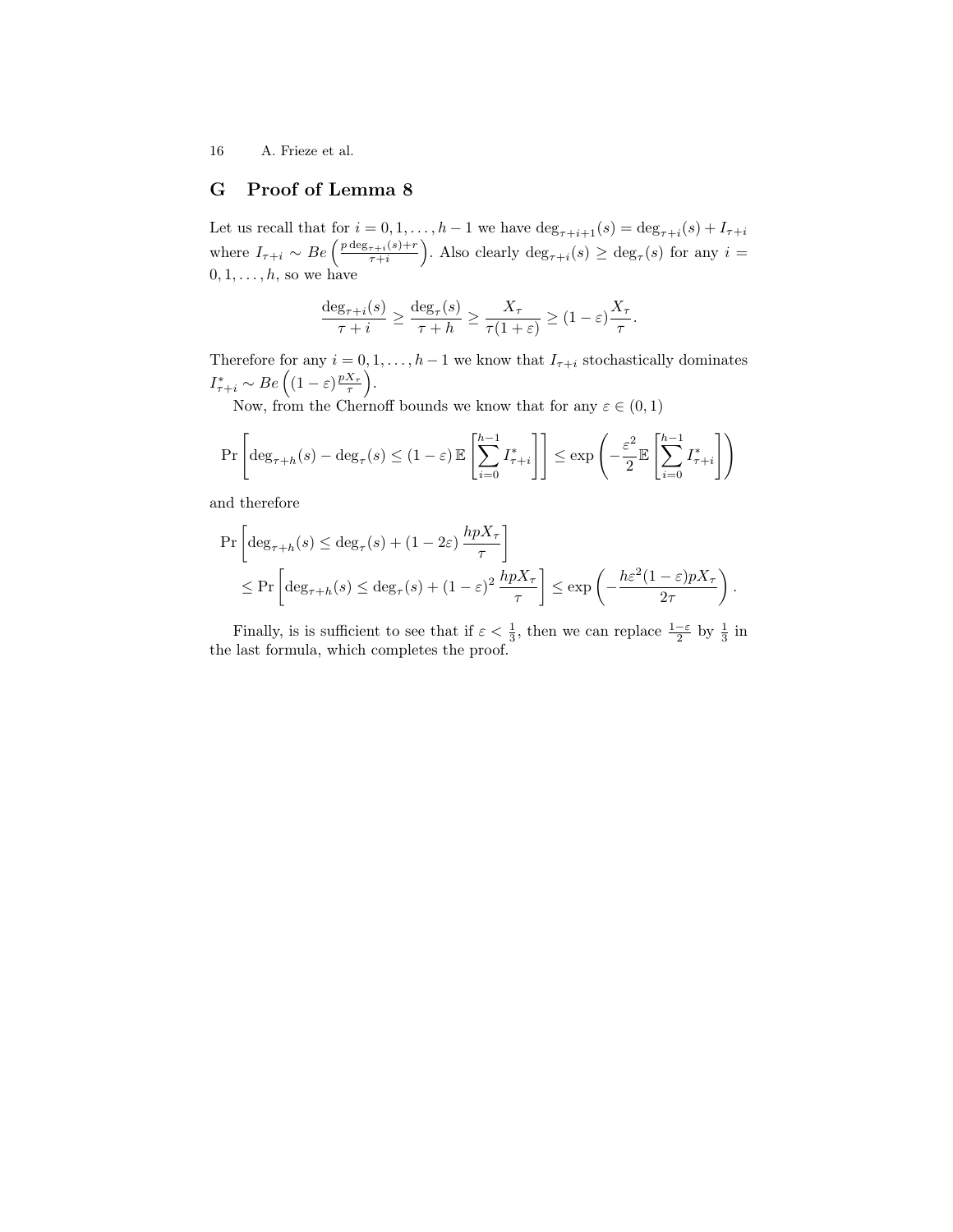## G Proof of Lemma 8

Let us recall that for $i = 0, 1, \ldots, h-1$ we have $\deg_{\tau+i+1}(s) = \deg_{\tau+i}(s) + I_{\tau+i}$ where $I_{\tau+i} \sim Be\left(\frac{p \deg_{\tau+i}(s)+r}{\tau+i}\right)$. Also clearly $\deg_{\tau+i}(s) \geq \deg_{\tau}(s)$ for any $i = 0, 1, \ldots, h$, so we have

$$\frac{\deg_{\tau+i}(s)}{\tau+i} \geq \frac{\deg_{\tau}(s)}{\tau+h} \geq \frac{X_\tau}{\tau(1+\varepsilon)} \geq (1-\varepsilon)\frac{X_\tau}{\tau}.$$

Therefore for any $i = 0, 1, \ldots, h-1$ we know that $I_{\tau+i}$ stochastically dominates $I^*_{\tau+i} \sim Be\left((1-\varepsilon)\frac{pX_\tau}{\tau}\right)$.

Now, from the Chernoff bounds we know that for any $\varepsilon \in (0,1)$

$$\Pr\left[\deg_{\tau+h}(s) - \deg_{\tau}(s) \leq (1-\varepsilon)\,\mathbb{E}\left[\sum_{i=0}^{h-1} I^*_{\tau+i}\right]\right] \leq \exp\left(-\frac{\varepsilon^2}{2}\mathbb{E}\left[\sum_{i=0}^{h-1} I^*_{\tau+i}\right]\right)$$

and therefore

$$\begin{aligned}
&\Pr\left[\deg_{\tau+h}(s) \leq \deg_{\tau}(s) + (1-2\varepsilon)\,\frac{hpX_\tau}{\tau}\right] \\
&\quad \leq \Pr\left[\deg_{\tau+h}(s) \leq \deg_{\tau}(s) + (1-\varepsilon)^2\,\frac{hpX_\tau}{\tau}\right] \leq \exp\left(-\frac{h\varepsilon^2(1-\varepsilon)pX_\tau}{2\tau}\right).
\end{aligned}$$

Finally, is is sufficient to see that if $\varepsilon < \frac{1}{3}$, then we can replace $\frac{1-\varepsilon}{2}$ by $\frac{1}{3}$ in the last formula, which completes the proof.